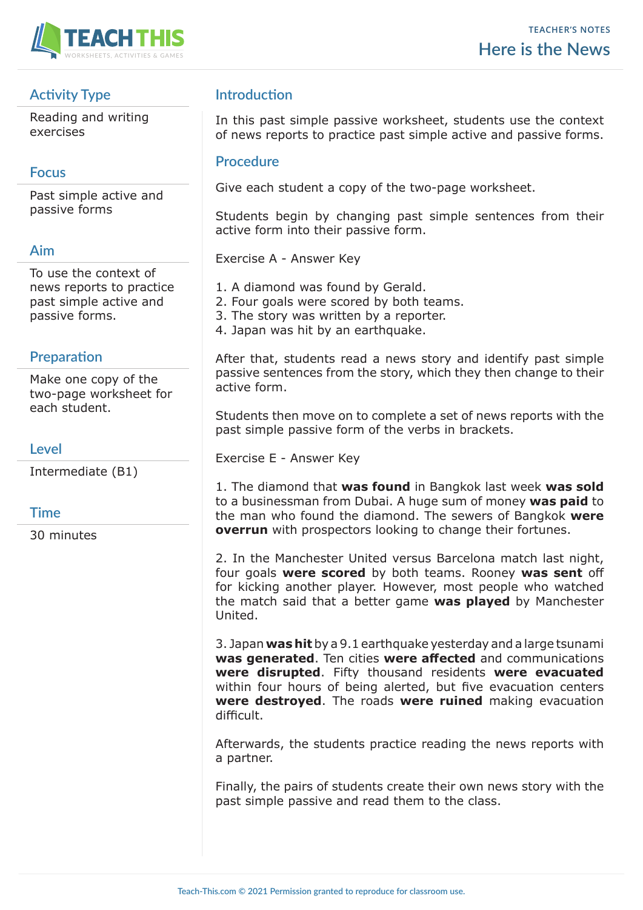TEACHER'S NOTES

# Here is the News

## Activity Type

Reading and writing exercises

## Focus

Past simple active and passive forms

## Aim

To use the context of news reports to practice past simple active and passive forms.

## Preparation

Make one copy of the two-page worksheet for each student.

## Level

Intermediate (B1)

## Time

30 minutes

## Introduction

In this past simple passive worksheet, students use the context of news reports to practice past simple active and passive forms.

## Procedure

Give each student a copy of the two-page worksheet.

Students begin by changing past simple sentences from their active form into their passive form.

Exercise A - Answer Key

1. A diamond was found by Gerald.
2. Four goals were scored by both teams.
3. The story was written by a reporter.
4. Japan was hit by an earthquake.

After that, students read a news story and identify past simple passive sentences from the story, which they then change to their active form.

Students then move on to complete a set of news reports with the past simple passive form of the verbs in brackets.

Exercise E - Answer Key

1. The diamond that **was found** in Bangkok last week **was sold** to a businessman from Dubai. A huge sum of money **was paid** to the man who found the diamond. The sewers of Bangkok **were overrun** with prospectors looking to change their fortunes.

2. In the Manchester United versus Barcelona match last night, four goals **were scored** by both teams. Rooney **was sent** off for kicking another player. However, most people who watched the match said that a better game **was played** by Manchester United.

3. Japan **was hit** by a 9.1 earthquake yesterday and a large tsunami **was generated**. Ten cities **were affected** and communications **were disrupted**. Fifty thousand residents **were evacuated** within four hours of being alerted, but five evacuation centers **were destroyed**. The roads **were ruined** making evacuation difficult.

Afterwards, the students practice reading the news reports with a partner.

Finally, the pairs of students create their own news story with the past simple passive and read them to the class.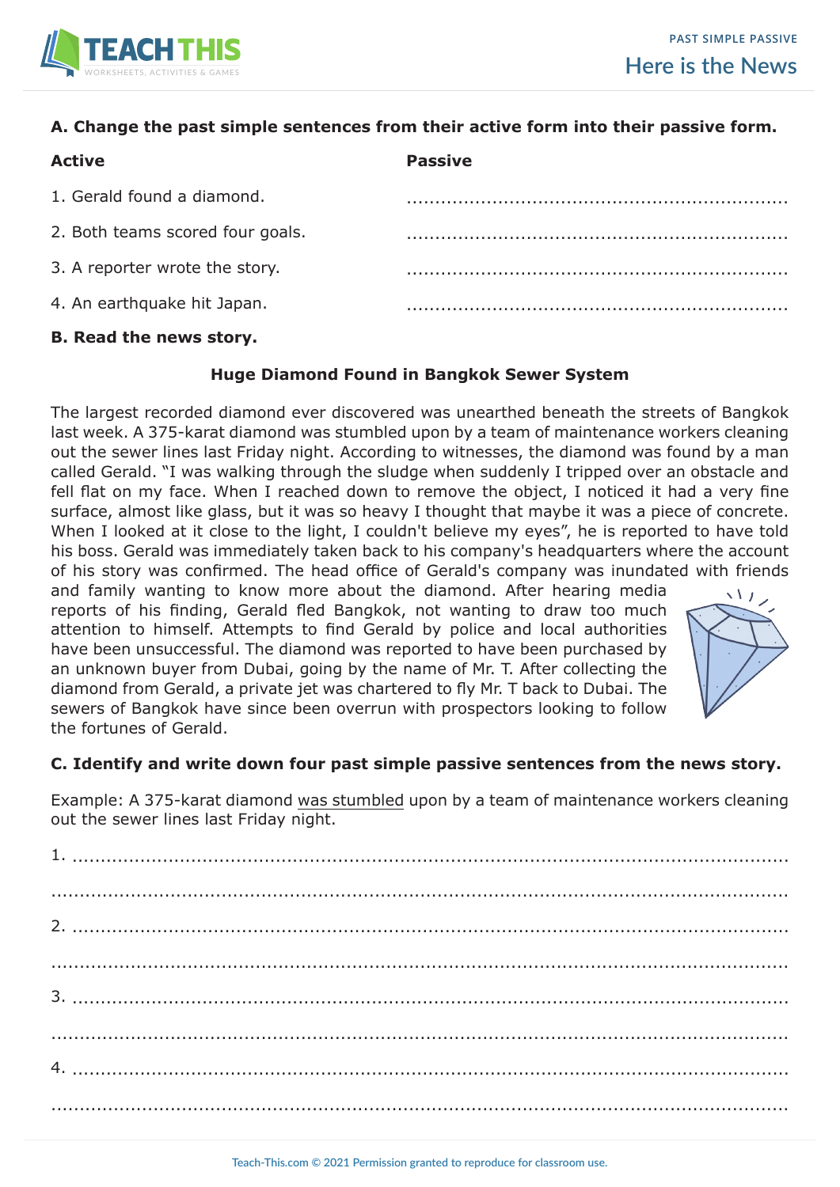## Past Simple Passive

# Here is the News

**A. Change the past simple sentences from their active form into their passive form.**

| Active | Passive |
| --- | --- |
| 1. Gerald found a diamond. | ............................................................ |
| 2. Both teams scored four goals. | ............................................................ |
| 3. A reporter wrote the story. | ............................................................ |
| 4. An earthquake hit Japan. | ............................................................ |

**B. Read the news story.**

**Huge Diamond Found in Bangkok Sewer System**

The largest recorded diamond ever discovered was unearthed beneath the streets of Bangkok last week. A 375-karat diamond was stumbled upon by a team of maintenance workers cleaning out the sewer lines last Friday night. According to witnesses, the diamond was found by a man called Gerald. "I was walking through the sludge when suddenly I tripped over an obstacle and fell flat on my face. When I reached down to remove the object, I noticed it had a very fine surface, almost like glass, but it was so heavy I thought that maybe it was a piece of concrete. When I looked at it close to the light, I couldn't believe my eyes", he is reported to have told his boss. Gerald was immediately taken back to his company's headquarters where the account of his story was confirmed. The head office of Gerald's company was inundated with friends and family wanting to know more about the diamond. After hearing media reports of his finding, Gerald fled Bangkok, not wanting to draw too much attention to himself. Attempts to find Gerald by police and local authorities have been unsuccessful. The diamond was reported to have been purchased by an unknown buyer from Dubai, going by the name of Mr. T. After collecting the diamond from Gerald, a private jet was chartered to fly Mr. T back to Dubai. The sewers of Bangkok have since been overrun with prospectors looking to follow the fortunes of Gerald.

**C. Identify and write down four past simple passive sentences from the news story.**

Example: A 375-karat diamond was stumbled upon by a team of maintenance workers cleaning out the sewer lines last Friday night.

1. ....................................................................................................

....................................................................................................

2. ....................................................................................................

....................................................................................................

3. ....................................................................................................

....................................................................................................

4. ....................................................................................................

....................................................................................................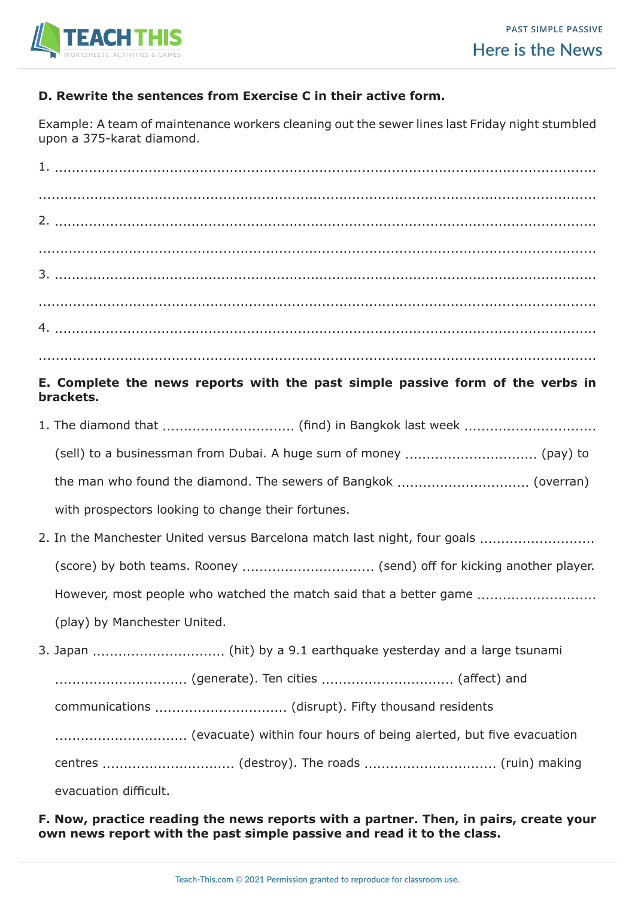**D. Rewrite the sentences from Exercise C in their active form.**

Example: A team of maintenance workers cleaning out the sewer lines last Friday night stumbled upon a 375-karat diamond.

1. ..........................................................................................................................

..........................................................................................................................

2. ..........................................................................................................................

..........................................................................................................................

3. ..........................................................................................................................

..........................................................................................................................

4. ..........................................................................................................................

..........................................................................................................................

**E. Complete the news reports with the past simple passive form of the verbs in brackets.**

1. The diamond that .............................. (find) in Bangkok last week .............................. (sell) to a businessman from Dubai. A huge sum of money .............................. (pay) to the man who found the diamond. The sewers of Bangkok .............................. (overran) with prospectors looking to change their fortunes.

2. In the Manchester United versus Barcelona match last night, four goals .......................... (score) by both teams. Rooney .............................. (send) off for kicking another player. However, most people who watched the match said that a better game ........................... (play) by Manchester United.

3. Japan .............................. (hit) by a 9.1 earthquake yesterday and a large tsunami .............................. (generate). Ten cities .............................. (affect) and communications .............................. (disrupt). Fifty thousand residents .............................. (evacuate) within four hours of being alerted, but five evacuation centres .............................. (destroy). The roads .............................. (ruin) making evacuation difficult.

**F. Now, practice reading the news reports with a partner. Then, in pairs, create your own news report with the past simple passive and read it to the class.**